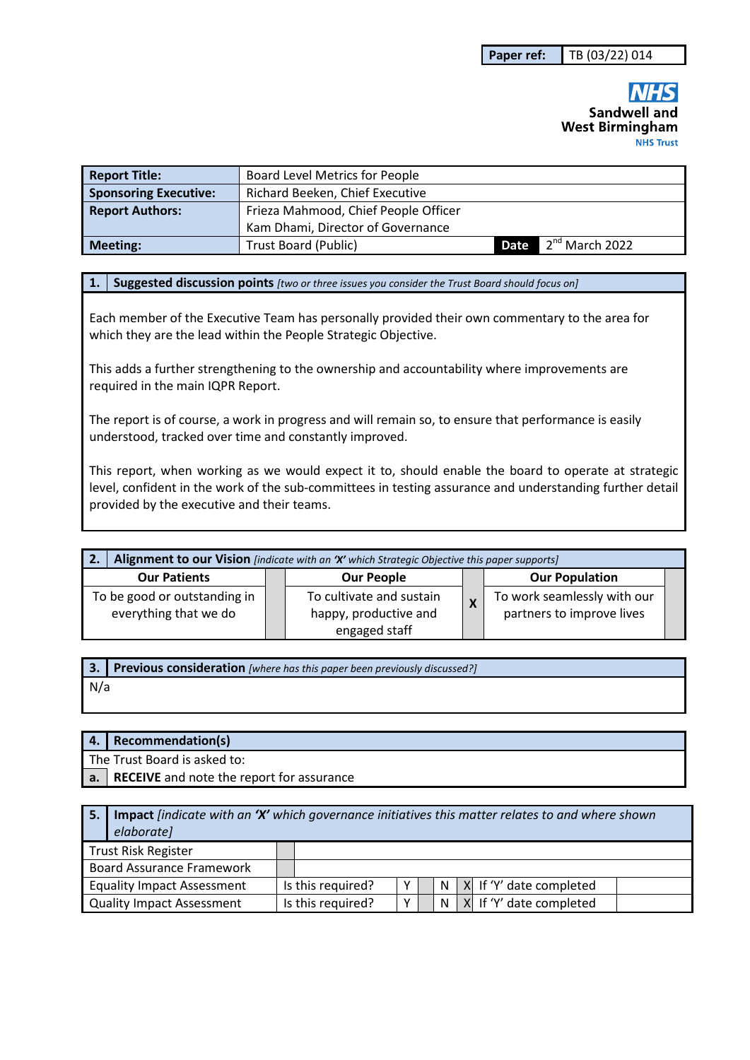| Paper ref: | TB (03/22) 014 |
|---|---|

**NHS**
**Sandwell and West Birmingham**
**NHS Trust**

| **Report Title:** | Board Level Metrics for People | | |
|---|---|---|---|
| **Sponsoring Executive:** | Richard Beeken, Chief Executive | | |
| **Report Authors:** | Frieza Mahmood, Chief People Officer<br>Kam Dhami, Director of Governance | | |
| **Meeting:** | Trust Board (Public) | **Date** | 2nd March 2022 |

## 1. Suggested discussion points *[two or three issues you consider the Trust Board should focus on]*

Each member of the Executive Team has personally provided their own commentary to the area for which they are the lead within the People Strategic Objective.

This adds a further strengthening to the ownership and accountability where improvements are required in the main IQPR Report.

The report is of course, a work in progress and will remain so, to ensure that performance is easily understood, tracked over time and constantly improved.

This report, when working as we would expect it to, should enable the board to operate at strategic level, confident in the work of the sub-committees in testing assurance and understanding further detail provided by the executive and their teams.

## 2. Alignment to our Vision *[indicate with an 'X' which Strategic Objective this paper supports]*

| Our Patients | | Our People | | Our Population | |
|---|---|---|---|---|---|
| To be good or outstanding in everything that we do | | To cultivate and sustain happy, productive and engaged staff | X | To work seamlessly with our partners to improve lives | |

## 3. Previous consideration *[where has this paper been previously discussed?]*

N/a

## 4. Recommendation(s)

The Trust Board is asked to:

| a. | **RECEIVE** and note the report for assurance |
|---|---|

## 5. Impact *[indicate with an 'X' which governance initiatives this matter relates to and where shown elaborate]*

| Trust Risk Register | | | | | | | | |
|---|---|---|---|---|---|---|---|---|
| Board Assurance Framework | | | | | | | | |
| Equality Impact Assessment | Is this required? | Y | | N | X | If 'Y' date completed | | |
| Quality Impact Assessment | Is this required? | Y | | N | X | If 'Y' date completed | | |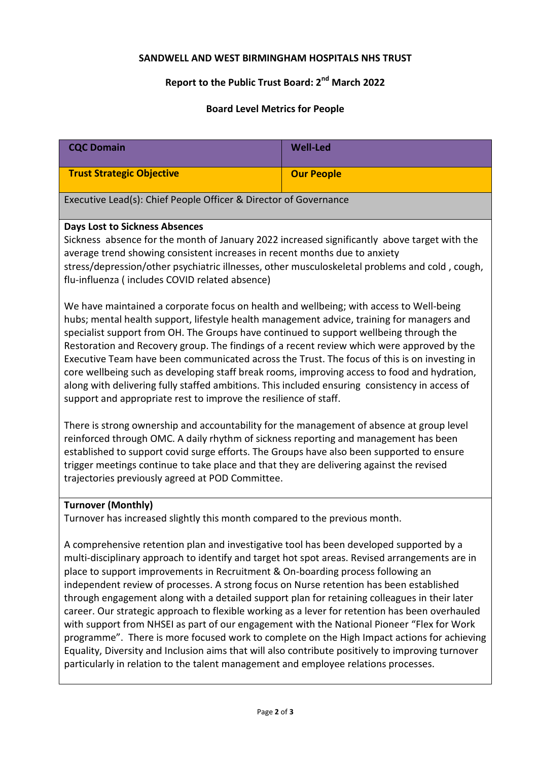**SANDWELL AND WEST BIRMINGHAM HOSPITALS NHS TRUST**

**Report to the Public Trust Board: 2nd March 2022**

**Board Level Metrics for People**

| **CQC Domain** | **Well-Led** |
|---|---|
| **Trust Strategic Objective** | **Our People** |

Executive Lead(s): Chief People Officer & Director of Governance

**Days Lost to Sickness Absences**

Sickness absence for the month of January 2022 increased significantly above target with the average trend showing consistent increases in recent months due to anxiety stress/depression/other psychiatric illnesses, other musculoskeletal problems and cold , cough, flu-influenza ( includes COVID related absence)

We have maintained a corporate focus on health and wellbeing; with access to Well-being hubs; mental health support, lifestyle health management advice, training for managers and specialist support from OH. The Groups have continued to support wellbeing through the Restoration and Recovery group. The findings of a recent review which were approved by the Executive Team have been communicated across the Trust. The focus of this is on investing in core wellbeing such as developing staff break rooms, improving access to food and hydration, along with delivering fully staffed ambitions. This included ensuring consistency in access of support and appropriate rest to improve the resilience of staff.

There is strong ownership and accountability for the management of absence at group level reinforced through OMC. A daily rhythm of sickness reporting and management has been established to support covid surge efforts. The Groups have also been supported to ensure trigger meetings continue to take place and that they are delivering against the revised trajectories previously agreed at POD Committee.

**Turnover (Monthly)**

Turnover has increased slightly this month compared to the previous month.

A comprehensive retention plan and investigative tool has been developed supported by a multi-disciplinary approach to identify and target hot spot areas. Revised arrangements are in place to support improvements in Recruitment & On-boarding process following an independent review of processes. A strong focus on Nurse retention has been established through engagement along with a detailed support plan for retaining colleagues in their later career. Our strategic approach to flexible working as a lever for retention has been overhauled with support from NHSEI as part of our engagement with the National Pioneer "Flex for Work programme". There is more focused work to complete on the High Impact actions for achieving Equality, Diversity and Inclusion aims that will also contribute positively to improving turnover particularly in relation to the talent management and employee relations processes.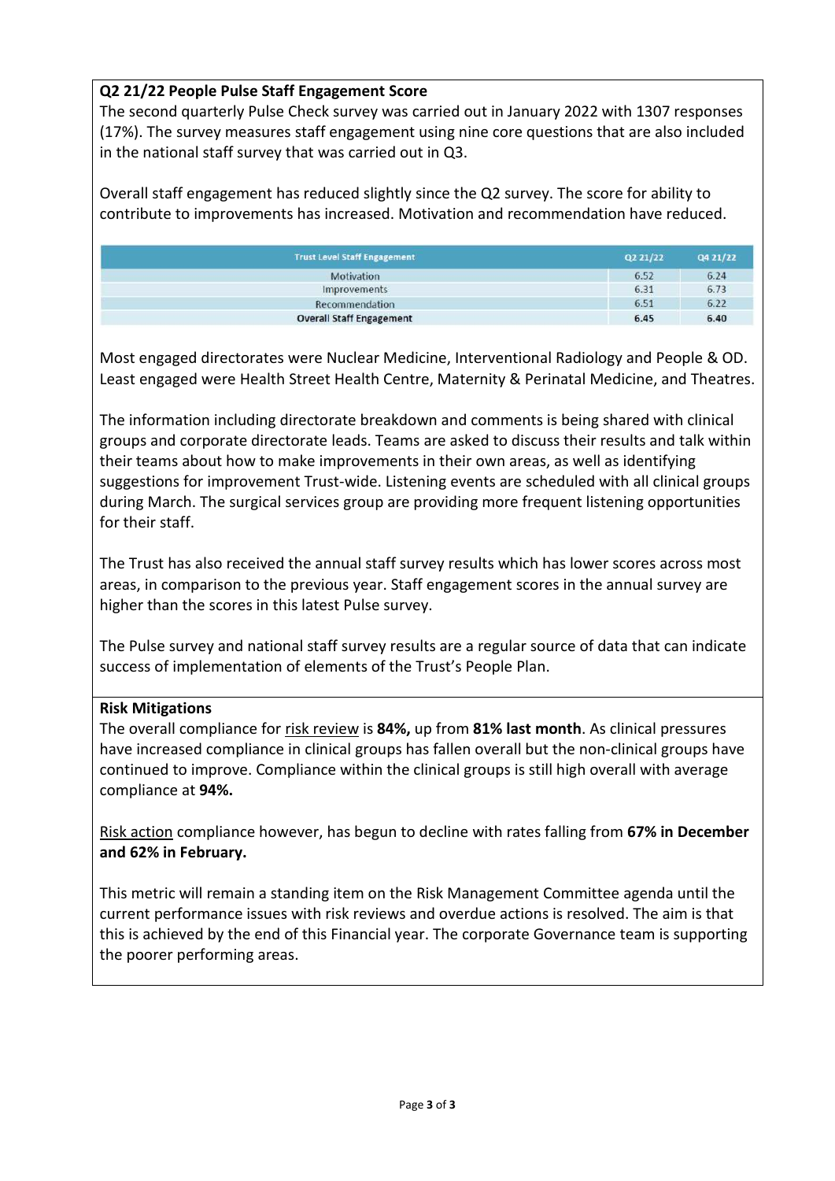**Q2 21/22 People Pulse Staff Engagement Score**

The second quarterly Pulse Check survey was carried out in January 2022 with 1307 responses (17%). The survey measures staff engagement using nine core questions that are also included in the national staff survey that was carried out in Q3.

Overall staff engagement has reduced slightly since the Q2 survey. The score for ability to contribute to improvements has increased. Motivation and recommendation have reduced.

| Trust Level Staff Engagement | Q2 21/22 | Q4 21/22 |
|---|---|---|
| Motivation | 6.52 | 6.24 |
| Improvements | 6.31 | 6.73 |
| Recommendation | 6.51 | 6.22 |
| **Overall Staff Engagement** | **6.45** | **6.40** |

Most engaged directorates were Nuclear Medicine, Interventional Radiology and People & OD. Least engaged were Health Street Health Centre, Maternity & Perinatal Medicine, and Theatres.

The information including directorate breakdown and comments is being shared with clinical groups and corporate directorate leads. Teams are asked to discuss their results and talk within their teams about how to make improvements in their own areas, as well as identifying suggestions for improvement Trust-wide. Listening events are scheduled with all clinical groups during March. The surgical services group are providing more frequent listening opportunities for their staff.

The Trust has also received the annual staff survey results which has lower scores across most areas, in comparison to the previous year. Staff engagement scores in the annual survey are higher than the scores in this latest Pulse survey.

The Pulse survey and national staff survey results are a regular source of data that can indicate success of implementation of elements of the Trust's People Plan.

**Risk Mitigations**

The overall compliance for <u>risk review</u> is **84%,** up from **81% last month**. As clinical pressures have increased compliance in clinical groups has fallen overall but the non-clinical groups have continued to improve. Compliance within the clinical groups is still high overall with average compliance at **94%.**

<u>Risk action</u> compliance however, has begun to decline with rates falling from **67% in December and 62% in February.**

This metric will remain a standing item on the Risk Management Committee agenda until the current performance issues with risk reviews and overdue actions is resolved. The aim is that this is achieved by the end of this Financial year. The corporate Governance team is supporting the poorer performing areas.